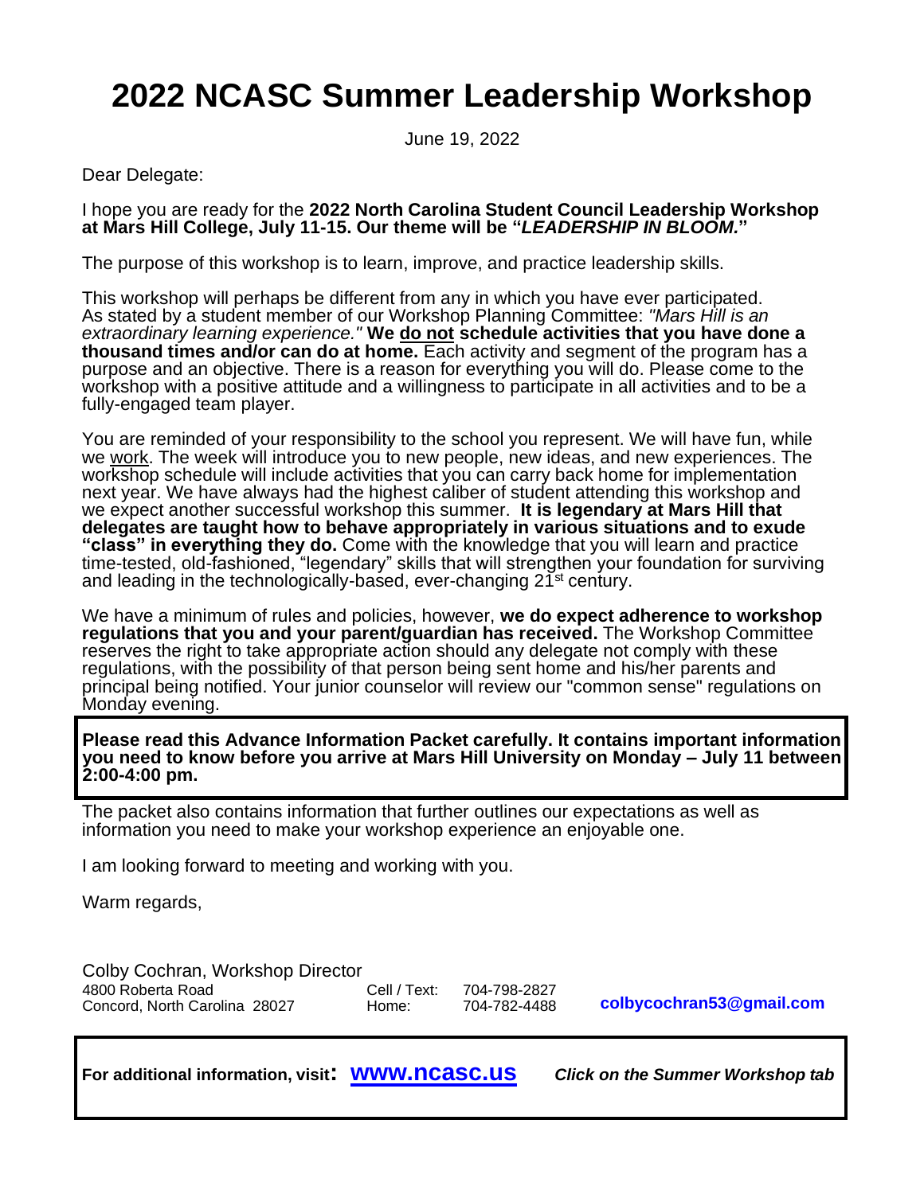# 2022 NCASC Summer Leadership Workshop

June 19, 2022

Dear Delegate:

I hope you are ready for the **2022 North Carolina Student Council Leadership Workshop at Mars Hill College, July 11-15. Our theme will be "*LEADERSHIP IN BLOOM.*"**

The purpose of this workshop is to learn, improve, and practice leadership skills.

This workshop will perhaps be different from any in which you have ever participated. As stated by a student member of our Workshop Planning Committee: *"Mars Hill is an extraordinary learning experience."* **We <u>do not</u> schedule activities that you have done a thousand times and/or can do at home.** Each activity and segment of the program has a purpose and an objective. There is a reason for everything you will do. Please come to the workshop with a positive attitude and a willingness to participate in all activities and to be a fully-engaged team player.

You are reminded of your responsibility to the school you represent. We will have fun, while we <u>work</u>. The week will introduce you to new people, new ideas, and new experiences. The workshop schedule will include activities that you can carry back home for implementation next year. We have always had the highest caliber of student attending this workshop and we expect another successful workshop this summer. **It is legendary at Mars Hill that delegates are taught how to behave appropriately in various situations and to exude "class" in everything they do.** Come with the knowledge that you will learn and practice time-tested, old-fashioned, "legendary" skills that will strengthen your foundation for surviving and leading in the technologically-based, ever-changing 21st century.

We have a minimum of rules and policies, however, **we do expect adherence to workshop regulations that you and your parent/guardian has received.** The Workshop Committee reserves the right to take appropriate action should any delegate not comply with these regulations, with the possibility of that person being sent home and his/her parents and principal being notified. Your junior counselor will review our "common sense" regulations on Monday evening.

**Please read this Advance Information Packet carefully. It contains important information you need to know before you arrive at Mars Hill University on Monday – July 11 between 2:00-4:00 pm.**

The packet also contains information that further outlines our expectations as well as information you need to make your workshop experience an enjoyable one.

I am looking forward to meeting and working with you.

Warm regards,

Colby Cochran, Workshop Director
4800 Roberta Road
Concord, North Carolina 28027

Cell / Text: 704-798-2827
Home: 704-782-4488

**colbycochran53@gmail.com**

**For additional information, visit: www.ncasc.us** ***Click on the Summer Workshop tab***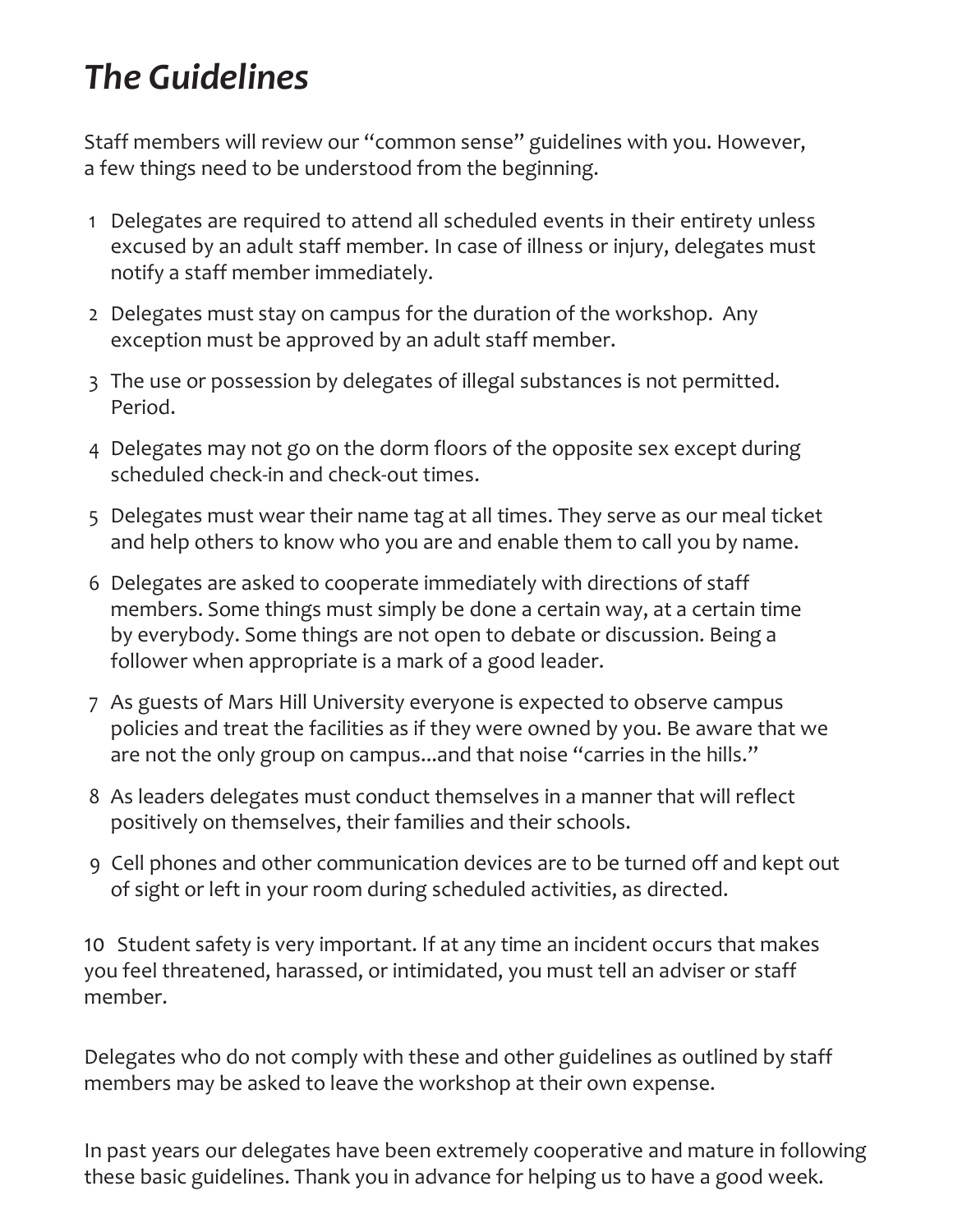# *The Guidelines*

Staff members will review our "common sense" guidelines with you. However, a few things need to be understood from the beginning.

1. Delegates are required to attend all scheduled events in their entirety unless excused by an adult staff member. In case of illness or injury, delegates must notify a staff member immediately.
2. Delegates must stay on campus for the duration of the workshop. Any exception must be approved by an adult staff member.
3. The use or possession by delegates of illegal substances is not permitted. Period.
4. Delegates may not go on the dorm floors of the opposite sex except during scheduled check-in and check-out times.
5. Delegates must wear their name tag at all times. They serve as our meal ticket and help others to know who you are and enable them to call you by name.
6. Delegates are asked to cooperate immediately with directions of staff members. Some things must simply be done a certain way, at a certain time by everybody. Some things are not open to debate or discussion. Being a follower when appropriate is a mark of a good leader.
7. As guests of Mars Hill University everyone is expected to observe campus policies and treat the facilities as if they were owned by you. Be aware that we are not the only group on campus...and that noise "carries in the hills."
8. As leaders delegates must conduct themselves in a manner that will reflect positively on themselves, their families and their schools.
9. Cell phones and other communication devices are to be turned off and kept out of sight or left in your room during scheduled activities, as directed.
10. Student safety is very important. If at any time an incident occurs that makes you feel threatened, harassed, or intimidated, you must tell an adviser or staff member.

Delegates who do not comply with these and other guidelines as outlined by staff members may be asked to leave the workshop at their own expense.

In past years our delegates have been extremely cooperative and mature in following these basic guidelines. Thank you in advance for helping us to have a good week.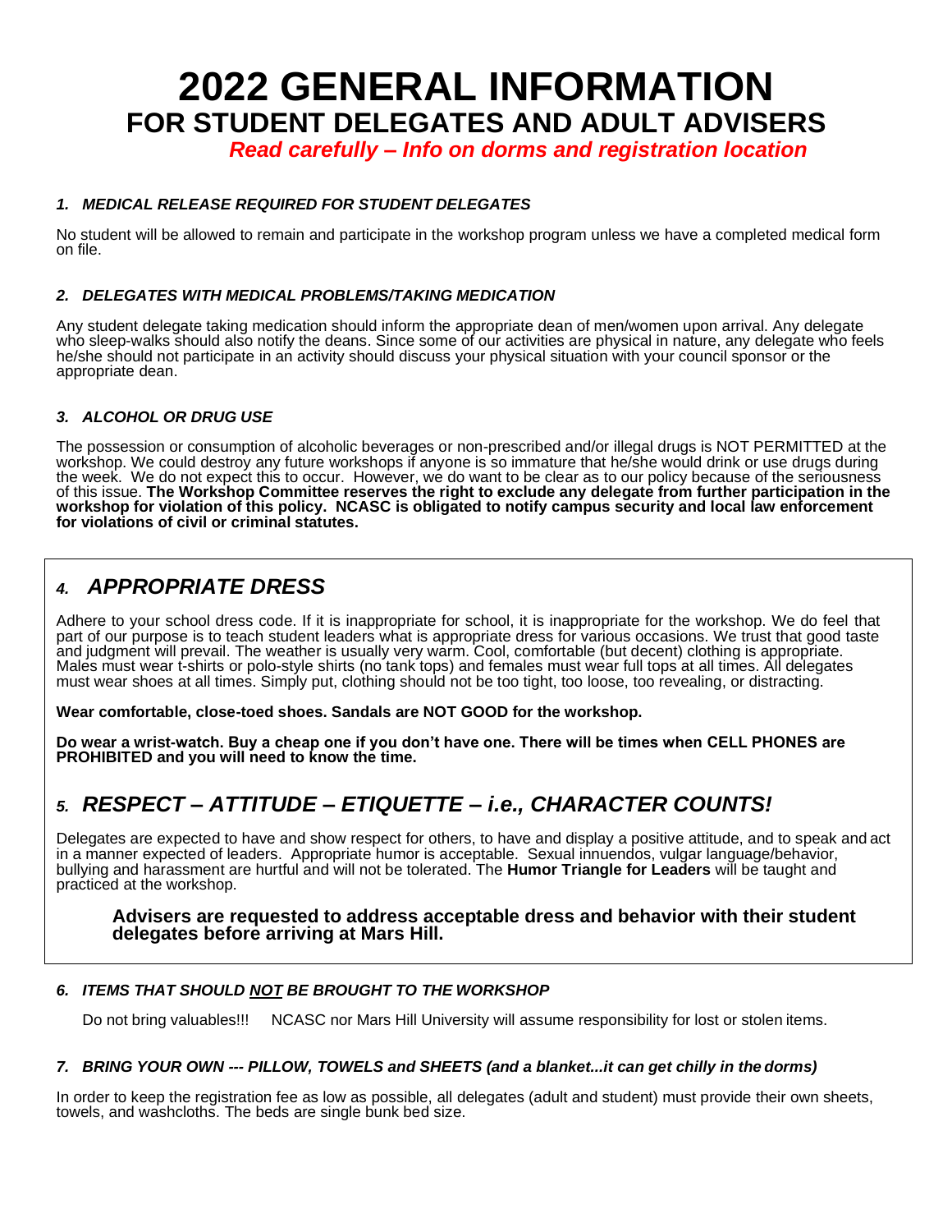# 2022 GENERAL INFORMATION

## FOR STUDENT DELEGATES AND ADULT ADVISERS

***Read carefully – Info on dorms and registration location***

### *1. MEDICAL RELEASE REQUIRED FOR STUDENT DELEGATES*

No student will be allowed to remain and participate in the workshop program unless we have a completed medical form on file.

### *2. DELEGATES WITH MEDICAL PROBLEMS/TAKING MEDICATION*

Any student delegate taking medication should inform the appropriate dean of men/women upon arrival. Any delegate who sleep-walks should also notify the deans. Since some of our activities are physical in nature, any delegate who feels he/she should not participate in an activity should discuss your physical situation with your council sponsor or the appropriate dean.

### *3. ALCOHOL OR DRUG USE*

The possession or consumption of alcoholic beverages or non-prescribed and/or illegal drugs is NOT PERMITTED at the workshop. We could destroy any future workshops if anyone is so immature that he/she would drink or use drugs during the week. We do not expect this to occur. However, we do want to be clear as to our policy because of the seriousness of this issue. **The Workshop Committee reserves the right to exclude any delegate from further participation in the workshop for violation of this policy. NCASC is obligated to notify campus security and local law enforcement for violations of civil or criminal statutes.**

## *4. APPROPRIATE DRESS*

Adhere to your school dress code. If it is inappropriate for school, it is inappropriate for the workshop. We do feel that part of our purpose is to teach student leaders what is appropriate dress for various occasions. We trust that good taste and judgment will prevail. The weather is usually very warm. Cool, comfortable (but decent) clothing is appropriate. Males must wear t-shirts or polo-style shirts (no tank tops) and females must wear full tops at all times. All delegates must wear shoes at all times. Simply put, clothing should not be too tight, too loose, too revealing, or distracting.

**Wear comfortable, close-toed shoes. Sandals are NOT GOOD for the workshop.**

**Do wear a wrist-watch. Buy a cheap one if you don't have one. There will be times when CELL PHONES are PROHIBITED and you will need to know the time.**

## *5. RESPECT – ATTITUDE – ETIQUETTE – i.e., CHARACTER COUNTS!*

Delegates are expected to have and show respect for others, to have and display a positive attitude, and to speak and act in a manner expected of leaders. Appropriate humor is acceptable. Sexual innuendos, vulgar language/behavior, bullying and harassment are hurtful and will not be tolerated. The **Humor Triangle for Leaders** will be taught and practiced at the workshop.

> **Advisers are requested to address acceptable dress and behavior with their student delegates before arriving at Mars Hill.**

### *6. ITEMS THAT SHOULD <u>NOT</u> BE BROUGHT TO THE WORKSHOP*

Do not bring valuables!!! NCASC nor Mars Hill University will assume responsibility for lost or stolen items.

### *7. BRING YOUR OWN --- PILLOW, TOWELS and SHEETS (and a blanket...it can get chilly in the dorms)*

In order to keep the registration fee as low as possible, all delegates (adult and student) must provide their own sheets, towels, and washcloths. The beds are single bunk bed size.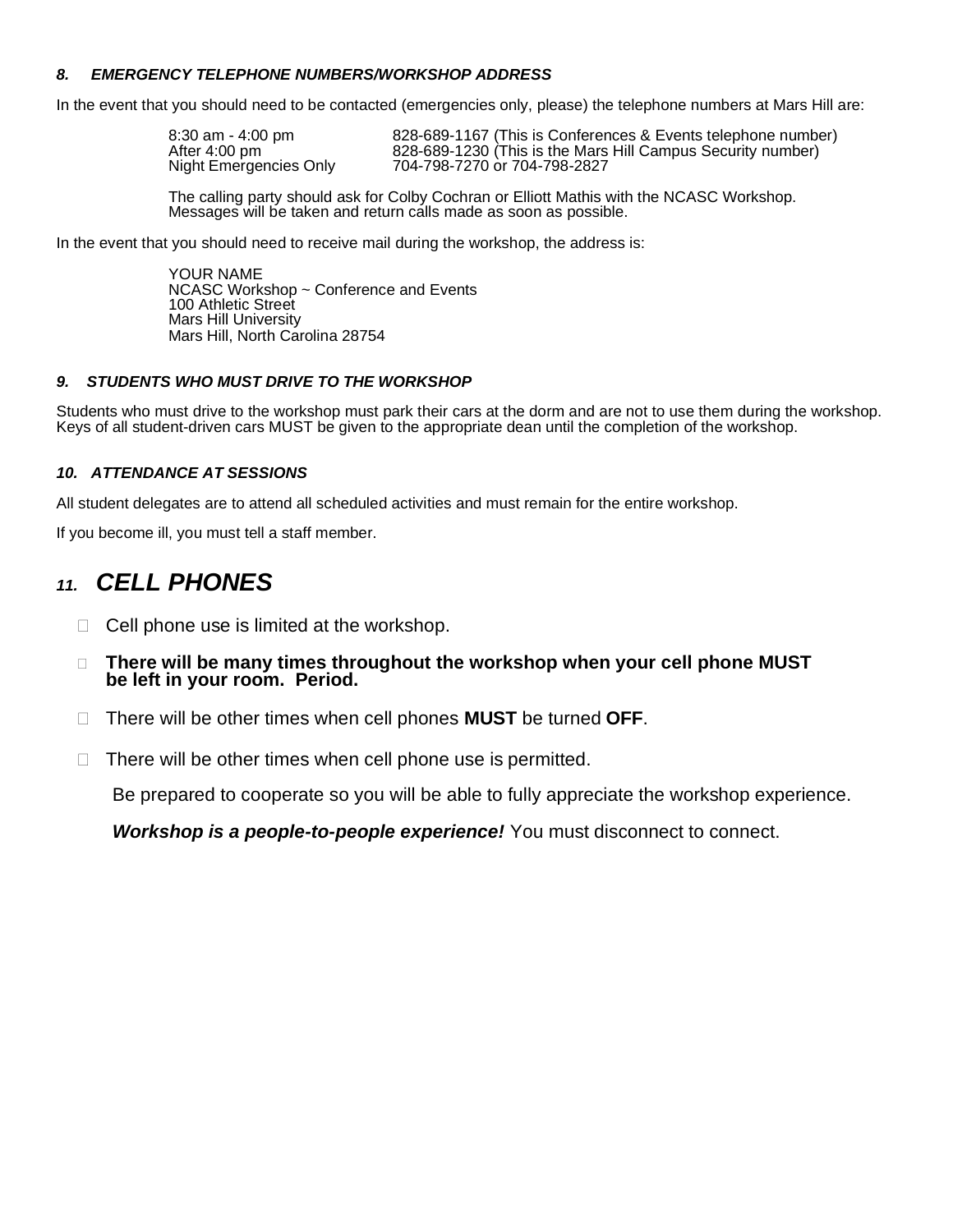### *8. EMERGENCY TELEPHONE NUMBERS/WORKSHOP ADDRESS*

In the event that you should need to be contacted (emergencies only, please) the telephone numbers at Mars Hill are:

| | |
|---|---|
| 8:30 am - 4:00 pm | 828-689-1167 (This is Conferences & Events telephone number) |
| After 4:00 pm | 828-689-1230 (This is the Mars Hill Campus Security number) |
| Night Emergencies Only | 704-798-7270 or 704-798-2827 |

The calling party should ask for Colby Cochran or Elliott Mathis with the NCASC Workshop. Messages will be taken and return calls made as soon as possible.

In the event that you should need to receive mail during the workshop, the address is:

YOUR NAME
NCASC Workshop ~ Conference and Events
100 Athletic Street
Mars Hill University
Mars Hill, North Carolina 28754

### *9. STUDENTS WHO MUST DRIVE TO THE WORKSHOP*

Students who must drive to the workshop must park their cars at the dorm and are not to use them during the workshop. Keys of all student-driven cars MUST be given to the appropriate dean until the completion of the workshop.

### *10. ATTENDANCE AT SESSIONS*

All student delegates are to attend all scheduled activities and must remain for the entire workshop.

If you become ill, you must tell a staff member.

## *11. CELL PHONES*

- Cell phone use is limited at the workshop.
- **There will be many times throughout the workshop when your cell phone MUST be left in your room. Period.**
- There will be other times when cell phones **MUST** be turned **OFF**.
- There will be other times when cell phone use is permitted.

Be prepared to cooperate so you will be able to fully appreciate the workshop experience.

***Workshop is a people-to-people experience!*** You must disconnect to connect.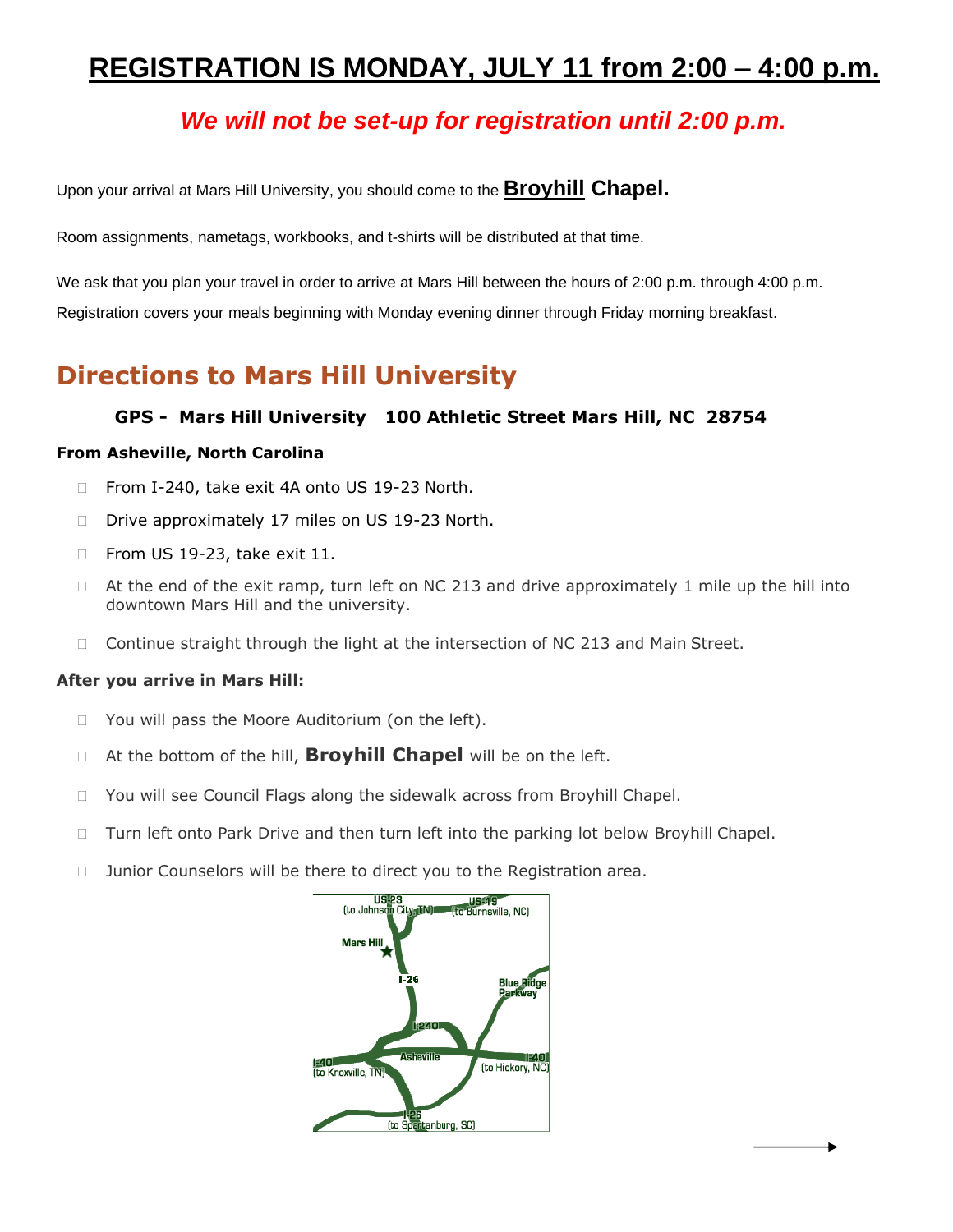# REGISTRATION IS MONDAY, JULY 11 from 2:00 – 4:00 p.m.

***We will not be set-up for registration until 2:00 p.m.***

Upon your arrival at Mars Hill University, you should come to the **Broyhill Chapel.**

Room assignments, nametags, workbooks, and t-shirts will be distributed at that time.

We ask that you plan your travel in order to arrive at Mars Hill between the hours of 2:00 p.m. through 4:00 p.m.

Registration covers your meals beginning with Monday evening dinner through Friday morning breakfast.

## Directions to Mars Hill University

**GPS - Mars Hill University 100 Athletic Street Mars Hill, NC 28754**

**From Asheville, North Carolina**

- From I-240, take exit 4A onto US 19-23 North.
- Drive approximately 17 miles on US 19-23 North.
- From US 19-23, take exit 11.
- At the end of the exit ramp, turn left on NC 213 and drive approximately 1 mile up the hill into downtown Mars Hill and the university.
- Continue straight through the light at the intersection of NC 213 and Main Street.

**After you arrive in Mars Hill:**

- You will pass the Moore Auditorium (on the left).
- At the bottom of the hill, **Broyhill Chapel** will be on the left.
- You will see Council Flags along the sidewalk across from Broyhill Chapel.
- Turn left onto Park Drive and then turn left into the parking lot below Broyhill Chapel.
- Junior Counselors will be there to direct you to the Registration area.

US 23 (to Johnson City, TN) US 19 (to Burnsville, NC) Mars Hill I-26 Blue Ridge Parkway I-240 Asheville I-40 (to Knoxville, TN) I-40 (to Hickory, NC) I-26 (to Spartanburg, SC)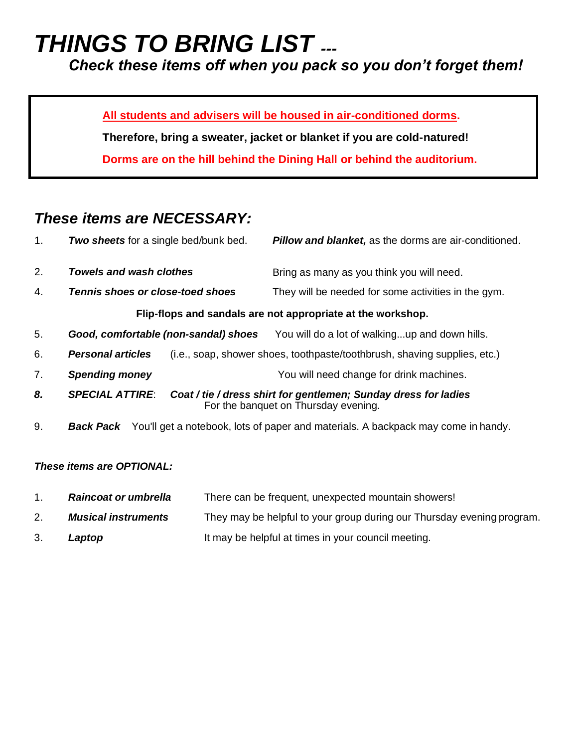# *THINGS TO BRING LIST ---*

***Check these items off when you pack so you don't forget them!***

> **All students and advisers will be housed in air-conditioned dorms.**
>
> **Therefore, bring a sweater, jacket or blanket if you are cold-natured!**
>
> **Dorms are on the hill behind the Dining Hall or behind the auditorium.**

## *These items are NECESSARY:*

1. ***Two sheets*** for a single bed/bunk bed. ***Pillow and blanket,*** as the dorms are air-conditioned.
2. ***Towels and wash clothes*** — Bring as many as you think you will need.
4. ***Tennis shoes or close-toed shoes*** — They will be needed for some activities in the gym.

**Flip-flops and sandals are not appropriate at the workshop.**

5. ***Good, comfortable (non-sandal) shoes*** — You will do a lot of walking...up and down hills.
6. ***Personal articles*** (i.e., soap, shower shoes, toothpaste/toothbrush, shaving supplies, etc.)
7. ***Spending money*** — You will need change for drink machines.
8. ***SPECIAL ATTIRE***: ***Coat / tie / dress shirt for gentlemen; Sunday dress for ladies***
   For the banquet on Thursday evening.
9. ***Back Pack*** You'll get a notebook, lots of paper and materials. A backpack may come in handy.

***These items are OPTIONAL:***

1. ***Raincoat or umbrella*** — There can be frequent, unexpected mountain showers!
2. ***Musical instruments*** — They may be helpful to your group during our Thursday evening program.
3. ***Laptop*** — It may be helpful at times in your council meeting.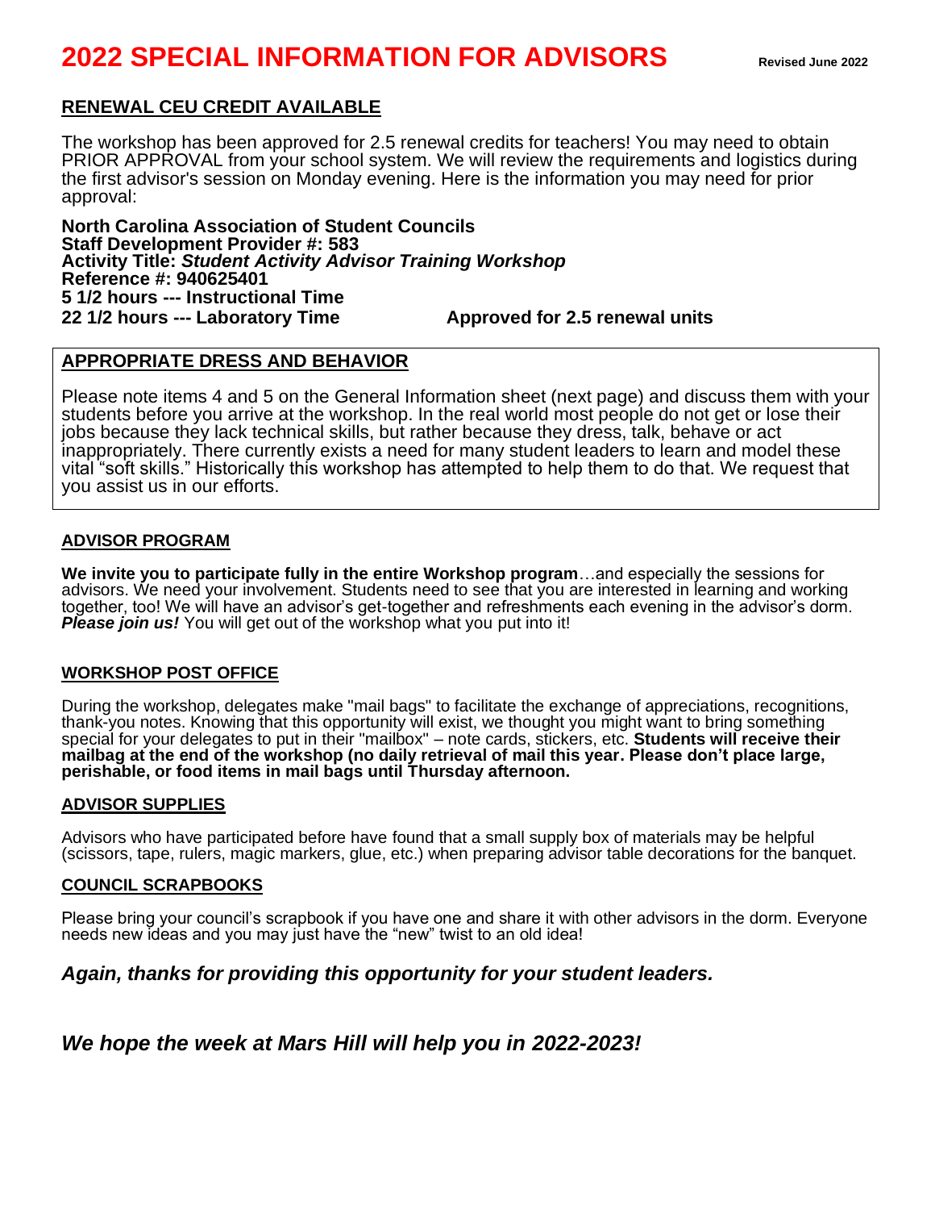# 2022 SPECIAL INFORMATION FOR ADVISORS

**Revised June 2022**

## RENEWAL CEU CREDIT AVAILABLE

The workshop has been approved for 2.5 renewal credits for teachers! You may need to obtain PRIOR APPROVAL from your school system. We will review the requirements and logistics during the first advisor's session on Monday evening. Here is the information you may need for prior approval:

**North Carolina Association of Student Councils**
**Staff Development Provider #: 583**
**Activity Title: *Student Activity Advisor Training Workshop***
**Reference #: 940625401**
**5 1/2 hours --- Instructional Time**
**22 1/2 hours --- Laboratory Time** **Approved for 2.5 renewal units**

## APPROPRIATE DRESS AND BEHAVIOR

Please note items 4 and 5 on the General Information sheet (next page) and discuss them with your students before you arrive at the workshop. In the real world most people do not get or lose their jobs because they lack technical skills, but rather because they dress, talk, behave or act inappropriately. There currently exists a need for many student leaders to learn and model these vital "soft skills." Historically this workshop has attempted to help them to do that. We request that you assist us in our efforts.

## ADVISOR PROGRAM

**We invite you to participate fully in the entire Workshop program**…and especially the sessions for advisors. We need your involvement. Students need to see that you are interested in learning and working together, too! We will have an advisor's get-together and refreshments each evening in the advisor's dorm. ***Please join us!*** You will get out of the workshop what you put into it!

## WORKSHOP POST OFFICE

During the workshop, delegates make "mail bags" to facilitate the exchange of appreciations, recognitions, thank-you notes. Knowing that this opportunity will exist, we thought you might want to bring something special for your delegates to put in their "mailbox" – note cards, stickers, etc. **Students will receive their mailbag at the end of the workshop (no daily retrieval of mail this year. Please don't place large, perishable, or food items in mail bags until Thursday afternoon.**

## ADVISOR SUPPLIES

Advisors who have participated before have found that a small supply box of materials may be helpful (scissors, tape, rulers, magic markers, glue, etc.) when preparing advisor table decorations for the banquet.

## COUNCIL SCRAPBOOKS

Please bring your council's scrapbook if you have one and share it with other advisors in the dorm. Everyone needs new ideas and you may just have the "new" twist to an old idea!

***Again, thanks for providing this opportunity for your student leaders.***

***We hope the week at Mars Hill will help you in 2022-2023!***